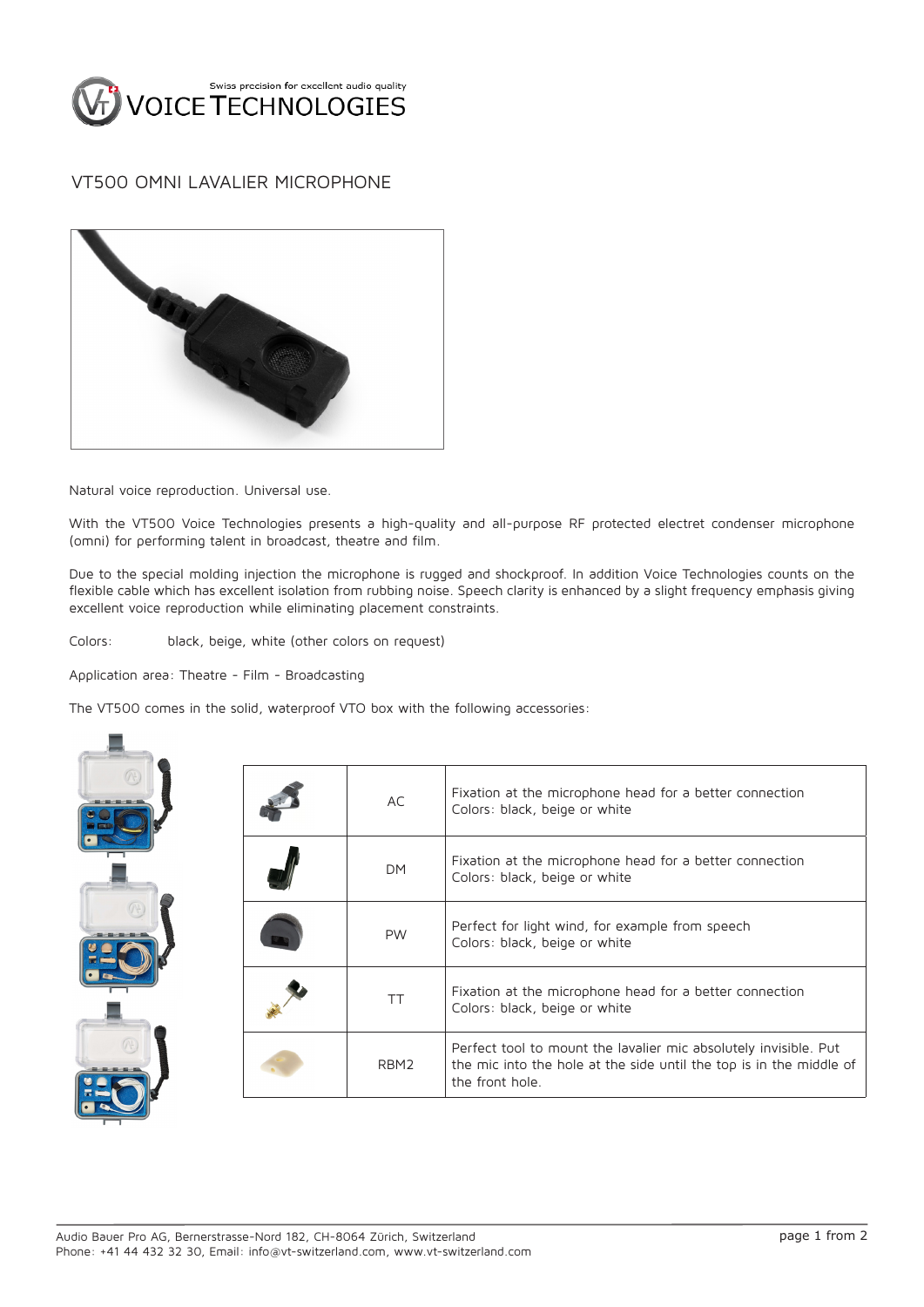# VT500 OMNI LAVALIER MICROPHONE

Natural voice reproduction. Universal use.

With the VT500 Voice Technologies presents a high-quality and all-purpose RF protected electret condenser microphone (omni) for performing talent in broadcast, theatre and film.

Due to the special molding injection the microphone is rugged and shockproof. In addition Voice Technologies counts on the flexible cable which has excellent isolation from rubbing noise. Speech clarity is enhanced by a slight frequency emphasis giving excellent voice reproduction while eliminating placement constraints.

Colors: black, beige, white (other colors on request)

Application area: Theatre - Film - Broadcasting

The VT500 comes in the solid, waterproof VTO box with the following accessories:

| | | |
|---|---|---|
| | AC | Fixation at the microphone head for a better connection<br>Colors: black, beige or white |
| | DM | Fixation at the microphone head for a better connection<br>Colors: black, beige or white |
| | PW | Perfect for light wind, for example from speech<br>Colors: black, beige or white |
| | TT | Fixation at the microphone head for a better connection<br>Colors: black, beige or white |
| | RBM2 | Perfect tool to mount the lavalier mic absolutely invisible. Put the mic into the hole at the side until the top is in the middle of the front hole. |

Audio Bauer Pro AG, Bernerstrasse-Nord 182, CH-8064 Zürich, Switzerland
Phone: +41 44 432 32 30, Email: info@vt-switzerland.com, www.vt-switzerland.com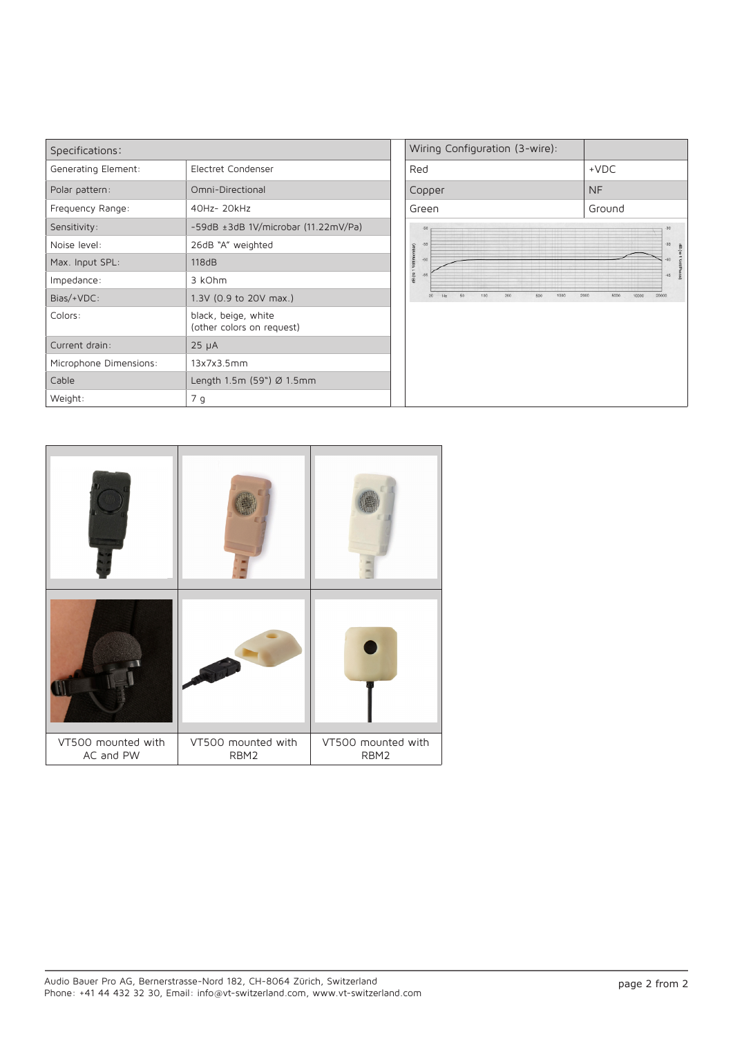| Specifications: | |
|---|---|
| Generating Element: | Electret Condenser |
| Polar pattern: | Omni-Directional |
| Frequency Range: | 40Hz- 20kHz |
| Sensitivity: | -59dB ±3dB 1V/microbar (11.22mV/Pa) |
| Noise level: | 26dB "A" weighted |
| Max. Input SPL: | 118dB |
| Impedance: | 3 kOhm |
| Bias/+VDC: | 1.3V (0.9 to 20V max.) |
| Colors: | black, beige, white (other colors on request) |
| Current drain: | 25 µA |
| Microphone Dimensions: | 13x7x3.5mm |
| Cable | Length 1.5m (59") Ø 1.5mm |
| Weight: | 7 g |

| Wiring Configuration (3-wire): | |
|---|---|
| Red | +VDC |
| Copper | NF |
| Green | Ground |

| | | |
|---|---|---|
| VT500 mounted with AC and PW | VT500 mounted with RBM2 | VT500 mounted with RBM2 |

Audio Bauer Pro AG, Bernerstrasse-Nord 182, CH-8064 Zürich, Switzerland
Phone: +41 44 432 32 30, Email: info@vt-switzerland.com, www.vt-switzerland.com